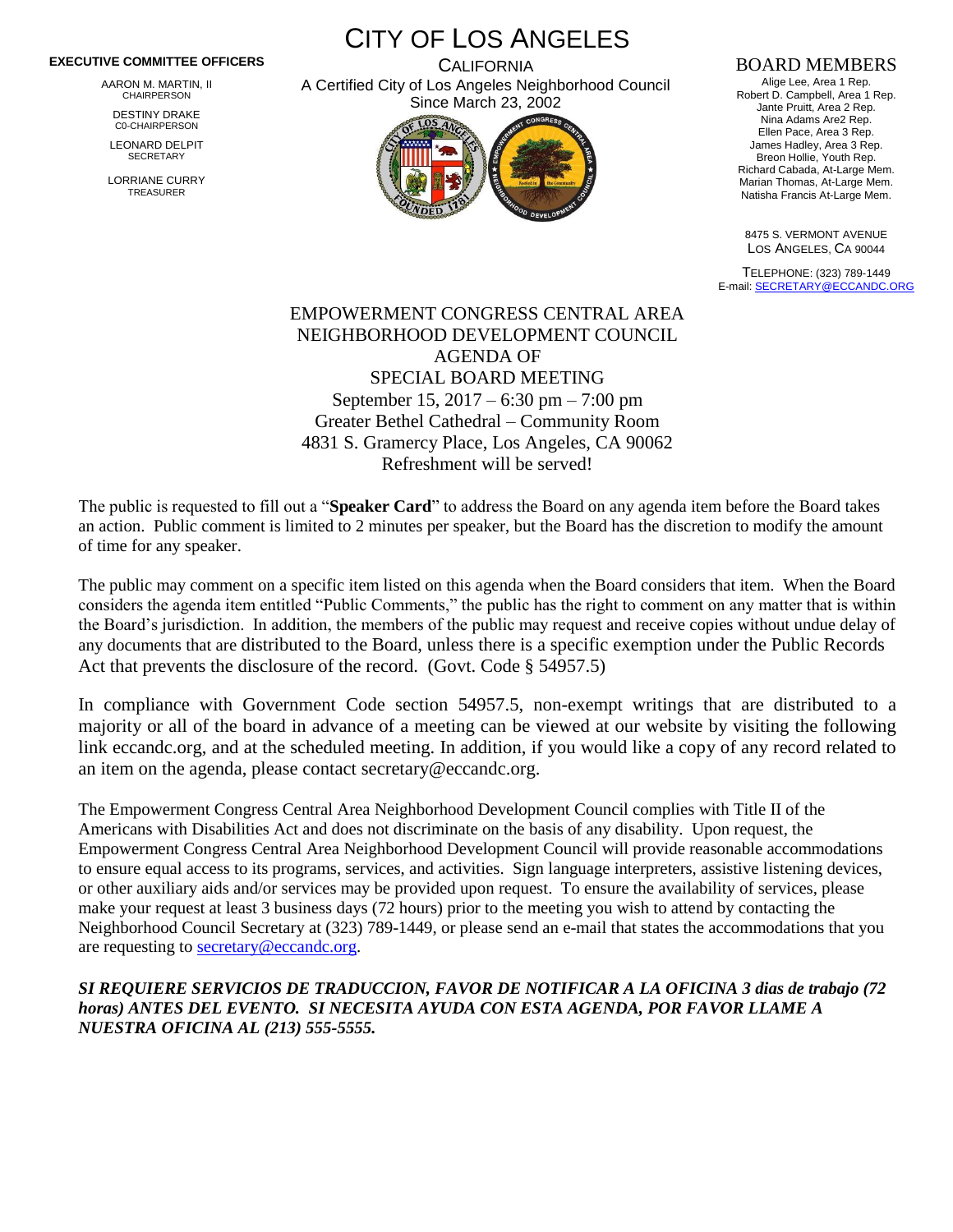# CITY OF LOS ANGELES

CALIFORNIA

A Certified City of Los Angeles Neighborhood Council

Since March 23, 2002

**EXECUTIVE COMMITTEE OFFICERS**

AARON M. MARTIN, II
CHAIRPERSON

DESTINY DRAKE
C0-CHAIRPERSON

LEONARD DELPIT
SECRETARY

LORRIANE CURRY
TREASURER

**BOARD MEMBERS**

Alige Lee, Area 1 Rep.
Robert D. Campbell, Area 1 Rep.
Jante Pruitt, Area 2 Rep.
Nina Adams Are2 Rep.
Ellen Pace, Area 3 Rep.
James Hadley, Area 3 Rep.
Breon Hollie, Youth Rep.
Richard Cabada, At-Large Mem.
Marian Thomas, At-Large Mem.
Natisha Francis At-Large Mem.

8475 S. VERMONT AVENUE
LOS ANGELES, CA 90044

TELEPHONE: (323) 789-1449
E-mail: SECRETARY@ECCANDC.ORG

## EMPOWERMENT CONGRESS CENTRAL AREA NEIGHBORHOOD DEVELOPMENT COUNCIL AGENDA OF SPECIAL BOARD MEETING

September 15, 2017 – 6:30 pm – 7:00 pm
Greater Bethel Cathedral – Community Room
4831 S. Gramercy Place, Los Angeles, CA 90062
Refreshment will be served!

The public is requested to fill out a "**Speaker Card**" to address the Board on any agenda item before the Board takes an action. Public comment is limited to 2 minutes per speaker, but the Board has the discretion to modify the amount of time for any speaker.

The public may comment on a specific item listed on this agenda when the Board considers that item. When the Board considers the agenda item entitled "Public Comments," the public has the right to comment on any matter that is within the Board's jurisdiction. In addition, the members of the public may request and receive copies without undue delay of any documents that are distributed to the Board, unless there is a specific exemption under the Public Records Act that prevents the disclosure of the record. (Govt. Code § 54957.5)

In compliance with Government Code section 54957.5, non-exempt writings that are distributed to a majority or all of the board in advance of a meeting can be viewed at our website by visiting the following link eccandc.org, and at the scheduled meeting. In addition, if you would like a copy of any record related to an item on the agenda, please contact secretary@eccandc.org.

The Empowerment Congress Central Area Neighborhood Development Council complies with Title II of the Americans with Disabilities Act and does not discriminate on the basis of any disability. Upon request, the Empowerment Congress Central Area Neighborhood Development Council will provide reasonable accommodations to ensure equal access to its programs, services, and activities. Sign language interpreters, assistive listening devices, or other auxiliary aids and/or services may be provided upon request. To ensure the availability of services, please make your request at least 3 business days (72 hours) prior to the meeting you wish to attend by contacting the Neighborhood Council Secretary at (323) 789-1449, or please send an e-mail that states the accommodations that you are requesting to secretary@eccandc.org.

***SI REQUIERE SERVICIOS DE TRADUCCION, FAVOR DE NOTIFICAR A LA OFICINA 3 dias de trabajo (72 horas) ANTES DEL EVENTO. SI NECESITA AYUDA CON ESTA AGENDA, POR FAVOR LLAME A NUESTRA OFICINA AL (213) 555-5555.***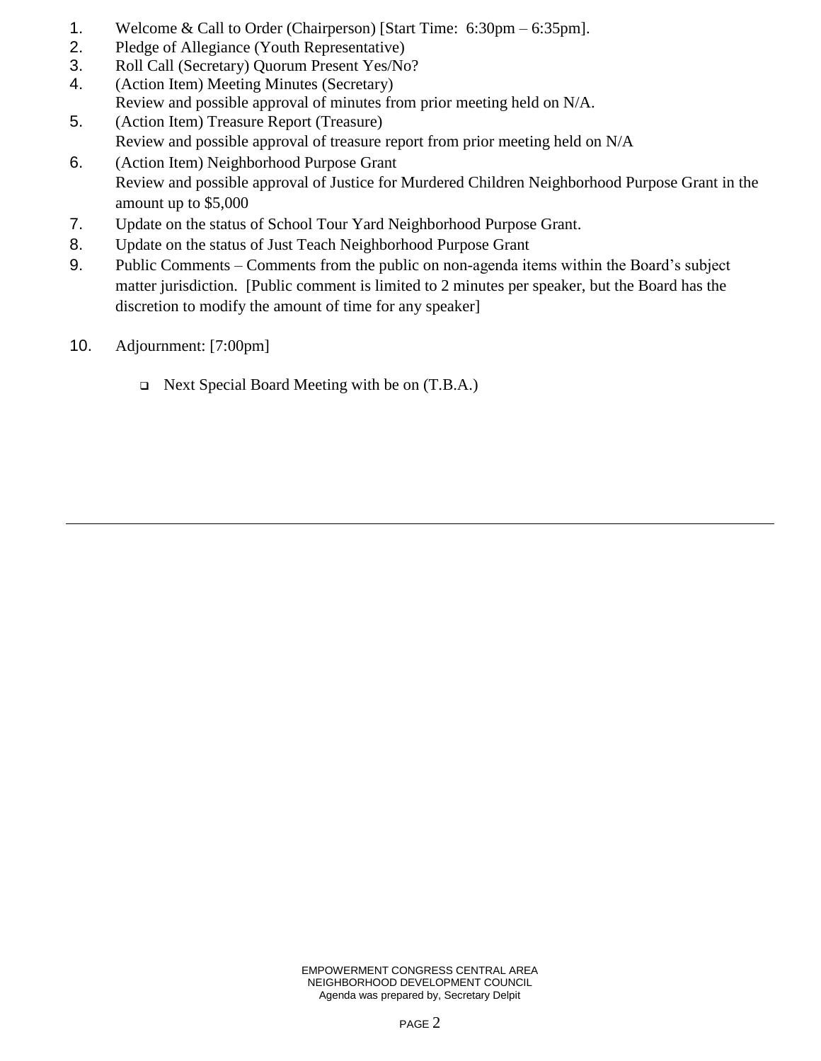1. Welcome & Call to Order (Chairperson) [Start Time: 6:30pm – 6:35pm].
2. Pledge of Allegiance (Youth Representative)
3. Roll Call (Secretary) Quorum Present Yes/No?
4. (Action Item) Meeting Minutes (Secretary)
   Review and possible approval of minutes from prior meeting held on N/A.
5. (Action Item) Treasure Report (Treasure)
   Review and possible approval of treasure report from prior meeting held on N/A
6. (Action Item) Neighborhood Purpose Grant
   Review and possible approval of Justice for Murdered Children Neighborhood Purpose Grant in the amount up to $5,000
7. Update on the status of School Tour Yard Neighborhood Purpose Grant.
8. Update on the status of Just Teach Neighborhood Purpose Grant
9. Public Comments – Comments from the public on non-agenda items within the Board's subject matter jurisdiction. [Public comment is limited to 2 minutes per speaker, but the Board has the discretion to modify the amount of time for any speaker]
10. Adjournment: [7:00pm]

    - Next Special Board Meeting with be on (T.B.A.)

---

EMPOWERMENT CONGRESS CENTRAL AREA
NEIGHBORHOOD DEVELOPMENT COUNCIL
Agenda was prepared by, Secretary Delpit